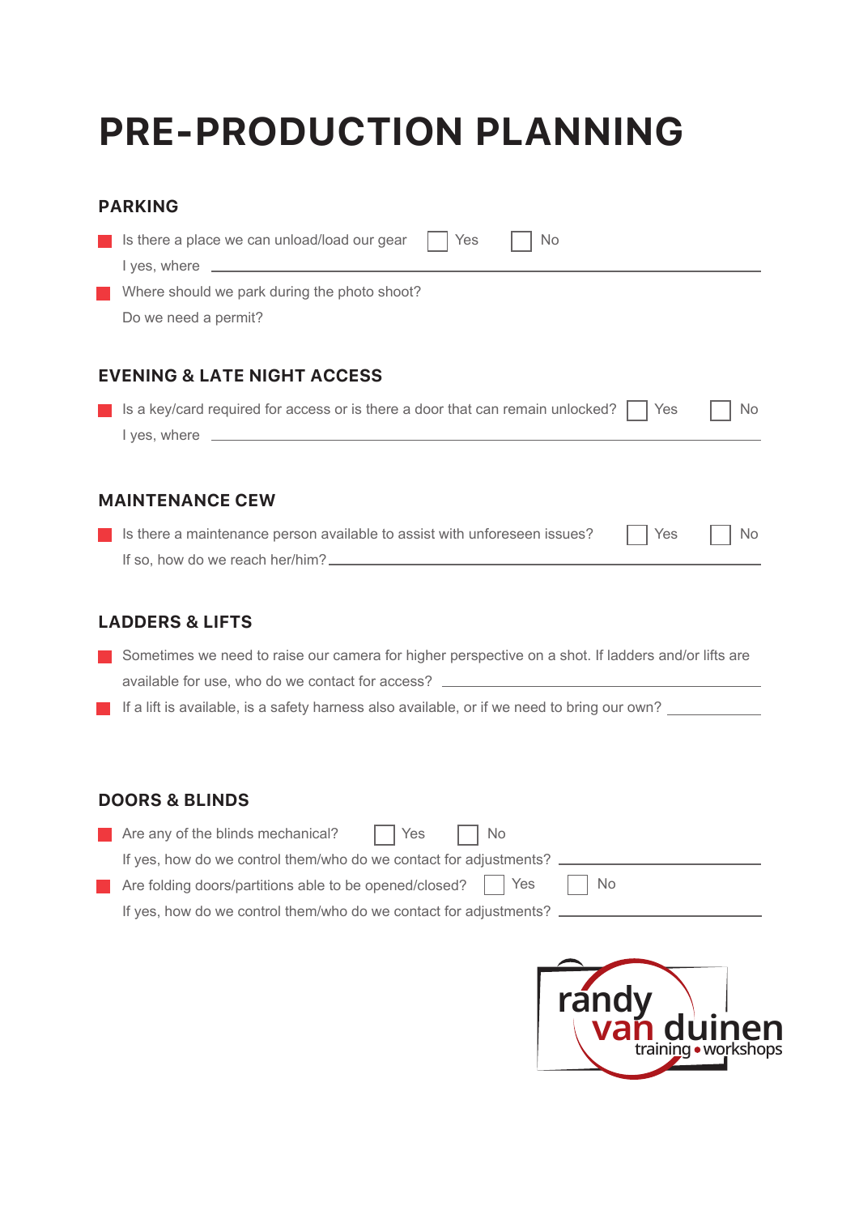# PRE-PRODUCTION PLANNING

## PARKING

- Is there a place we can unload/load our gear ☐ Yes ☐ No

  I yes, where \_\_\_\_\_\_\_\_\_\_\_\_\_\_\_\_\_\_\_\_\_\_\_\_\_\_\_\_\_\_\_\_\_\_\_\_\_\_\_\_\_\_\_\_

- Where should we park during the photo shoot?

  Do we need a permit?

## EVENING & LATE NIGHT ACCESS

- Is a key/card required for access or is there a door that can remain unlocked? ☐ Yes ☐ No

  I yes, where \_\_\_\_\_\_\_\_\_\_\_\_\_\_\_\_\_\_\_\_\_\_\_\_\_\_\_\_\_\_\_\_\_\_\_\_\_\_\_\_\_\_\_\_

## MAINTENANCE CEW

- Is there a maintenance person available to assist with unforeseen issues? ☐ Yes ☐ No

  If so, how do we reach her/him? \_\_\_\_\_\_\_\_\_\_\_\_\_\_\_\_\_\_\_\_\_\_\_\_\_\_\_\_\_\_\_\_\_\_\_\_\_\_\_\_

## LADDERS & LIFTS

- Sometimes we need to raise our camera for higher perspective on a shot. If ladders and/or lifts are available for use, who do we contact for access? \_\_\_\_\_\_\_\_\_\_\_\_\_\_\_\_\_\_\_\_\_\_\_\_\_\_\_\_\_\_
- If a lift is available, is a safety harness also available, or if we need to bring our own? \_\_\_\_\_\_\_\_

## DOORS & BLINDS

- Are any of the blinds mechanical? ☐ Yes ☐ No

  If yes, how do we control them/who do we contact for adjustments? \_\_\_\_\_\_\_\_\_\_\_\_\_\_\_\_\_\_\_\_

- Are folding doors/partitions able to be opened/closed? ☐ Yes ☐ No

  If yes, how do we control them/who do we contact for adjustments? \_\_\_\_\_\_\_\_\_\_\_\_\_\_\_\_\_\_\_\_

randy van duinen training • workshops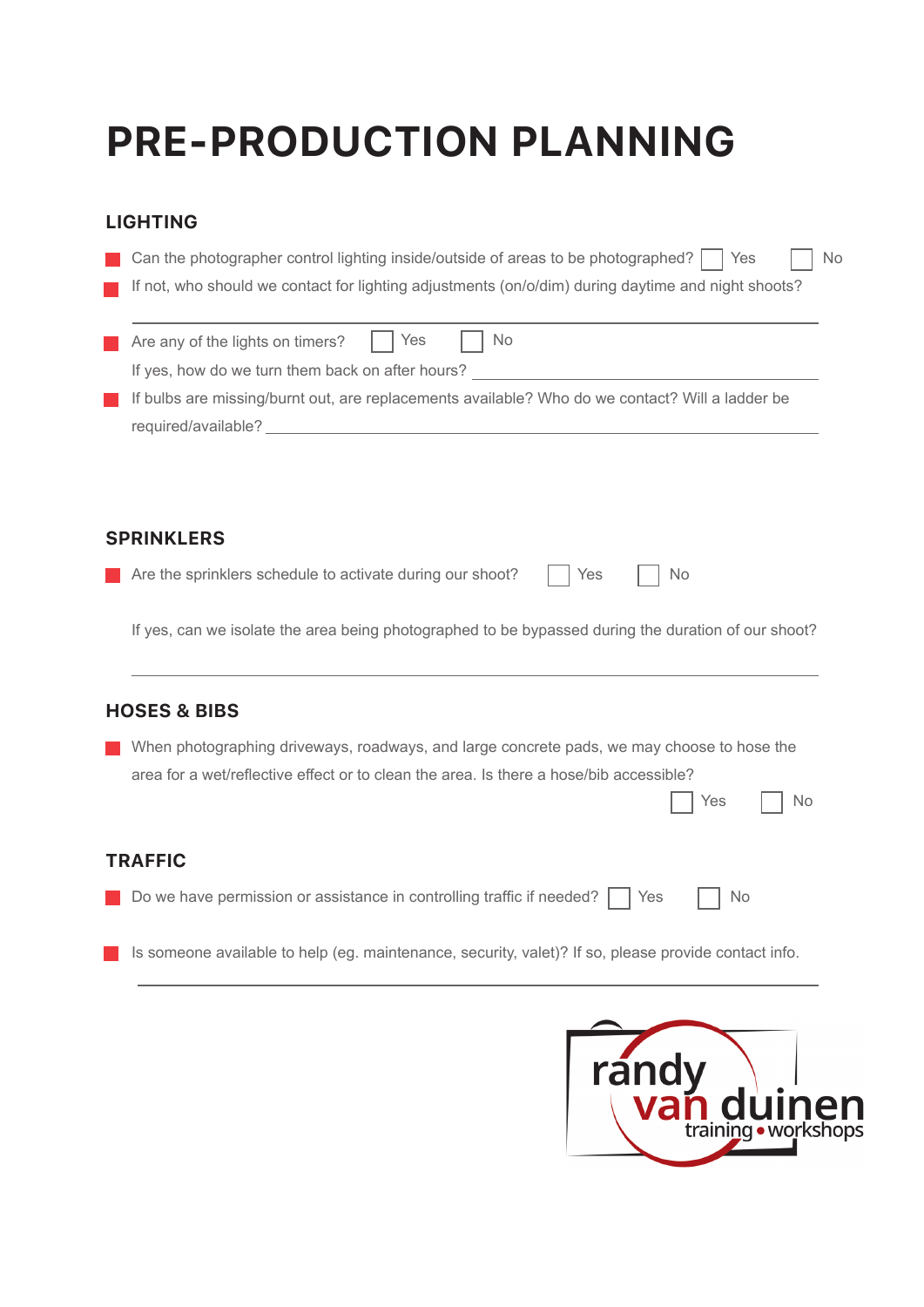# PRE-PRODUCTION PLANNING

## LIGHTING

- Can the photographer control lighting inside/outside of areas to be photographed? ☐ Yes ☐ No
- If not, who should we contact for lighting adjustments (on/o/dim) during daytime and night shoots?

___________________________________________

- Are any of the lights on timers? ☐ Yes ☐ No

  If yes, how do we turn them back on after hours? ___________________________________________
- If bulbs are missing/burnt out, are replacements available? Who do we contact? Will a ladder be required/available? ___________________________________________

## SPRINKLERS

- Are the sprinklers schedule to activate during our shoot? ☐ Yes ☐ No

  If yes, can we isolate the area being photographed to be bypassed during the duration of our shoot?

  ___________________________________________

## HOSES & BIBS

- When photographing driveways, roadways, and large concrete pads, we may choose to hose the area for a wet/reflective effect or to clean the area. Is there a hose/bib accessible?

  ☐ Yes ☐ No

## TRAFFIC

- Do we have permission or assistance in controlling traffic if needed? ☐ Yes ☐ No
- Is someone available to help (eg. maintenance, security, valet)? If so, please provide contact info.

___________________________________________

randy van duinen training • workshops